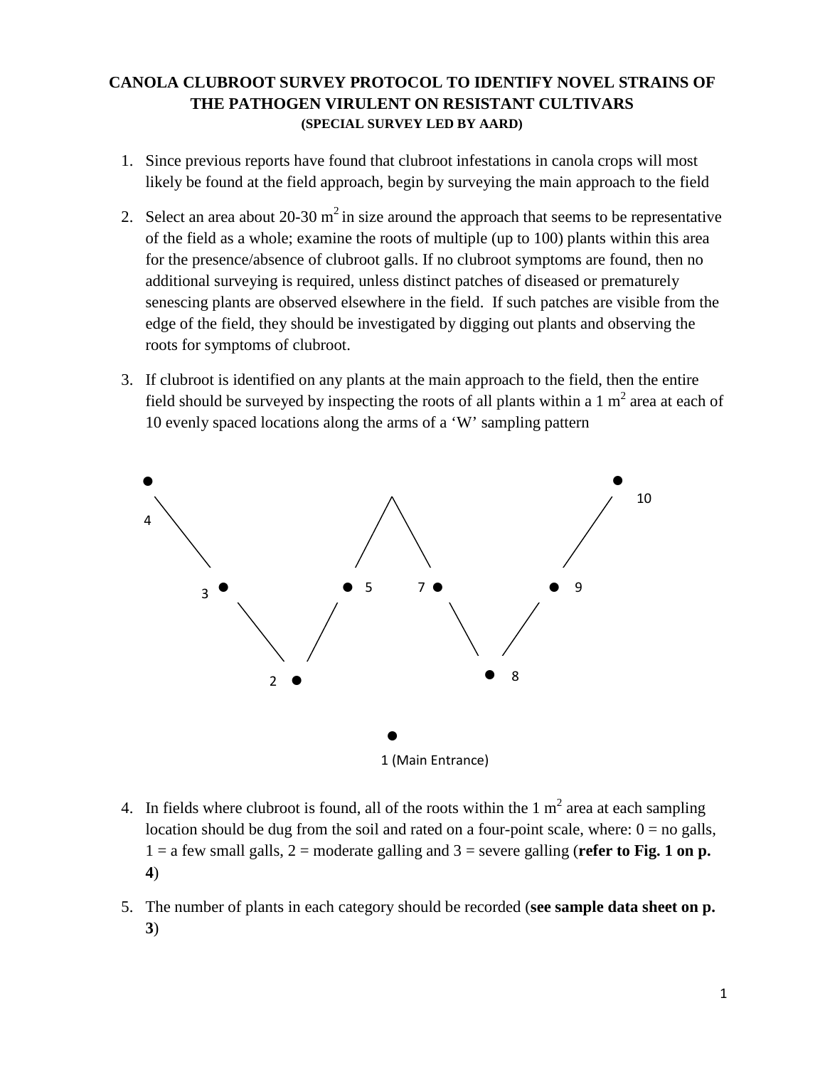# CANOLA CLUBROOT SURVEY PROTOCOL TO IDENTIFY NOVEL STRAINS OF THE PATHOGEN VIRULENT ON RESISTANT CULTIVARS

**(SPECIAL SURVEY LED BY AARD)**

1. Since previous reports have found that clubroot infestations in canola crops will most likely be found at the field approach, begin by surveying the main approach to the field

2. Select an area about 20-30 $m^2$ in size around the approach that seems to be representative of the field as a whole; examine the roots of multiple (up to 100) plants within this area for the presence/absence of clubroot galls. If no clubroot symptoms are found, then no additional surveying is required, unless distinct patches of diseased or prematurely senescing plants are observed elsewhere in the field. If such patches are visible from the edge of the field, they should be investigated by digging out plants and observing the roots for symptoms of clubroot.

3. If clubroot is identified on any plants at the main approach to the field, then the entire field should be surveyed by inspecting the roots of all plants within a 1 $m^2$ area at each of 10 evenly spaced locations along the arms of a 'W' sampling pattern

4 3 2 5 7 8 9 10

1 (Main Entrance)

4. In fields where clubroot is found, all of the roots within the 1 $m^2$ area at each sampling location should be dug from the soil and rated on a four-point scale, where: 0 = no galls, 1 = a few small galls, 2 = moderate galling and 3 = severe galling (**refer to Fig. 1 on p. 4**)

5. The number of plants in each category should be recorded (**see sample data sheet on p. 3**)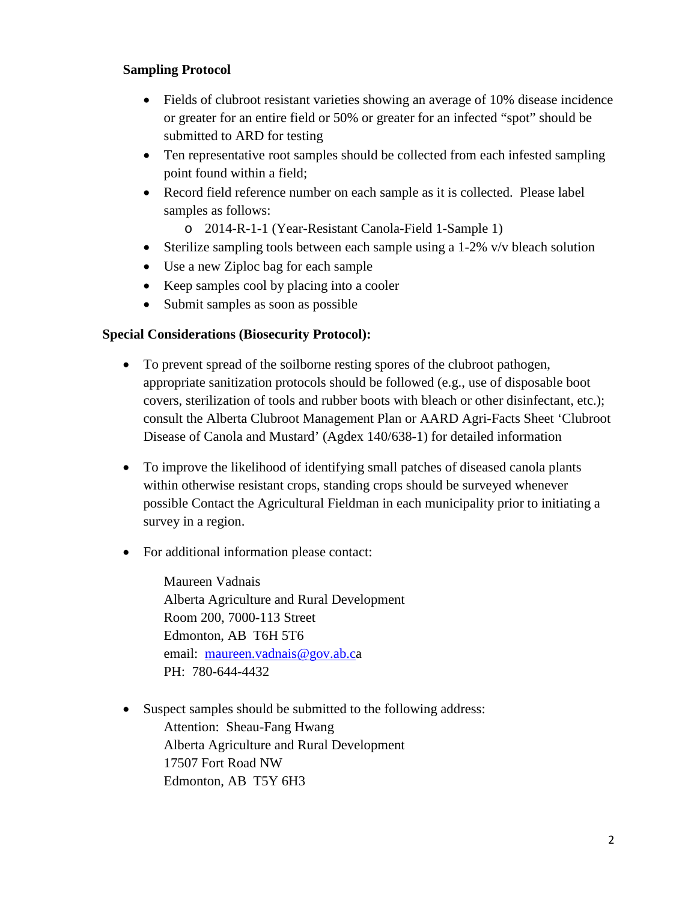**Sampling Protocol**

- Fields of clubroot resistant varieties showing an average of 10% disease incidence or greater for an entire field or 50% or greater for an infected "spot" should be submitted to ARD for testing
- Ten representative root samples should be collected from each infested sampling point found within a field;
- Record field reference number on each sample as it is collected. Please label samples as follows:
  - 2014-R-1-1 (Year-Resistant Canola-Field 1-Sample 1)
- Sterilize sampling tools between each sample using a 1-2% v/v bleach solution
- Use a new Ziploc bag for each sample
- Keep samples cool by placing into a cooler
- Submit samples as soon as possible

**Special Considerations (Biosecurity Protocol):**

- To prevent spread of the soilborne resting spores of the clubroot pathogen, appropriate sanitization protocols should be followed (e.g., use of disposable boot covers, sterilization of tools and rubber boots with bleach or other disinfectant, etc.); consult the Alberta Clubroot Management Plan or AARD Agri-Facts Sheet 'Clubroot Disease of Canola and Mustard' (Agdex 140/638-1) for detailed information

- To improve the likelihood of identifying small patches of diseased canola plants within otherwise resistant crops, standing crops should be surveyed whenever possible Contact the Agricultural Fieldman in each municipality prior to initiating a survey in a region.

- For additional information please contact:

  Maureen Vadnais
  Alberta Agriculture and Rural Development
  Room 200, 7000-113 Street
  Edmonton, AB T6H 5T6
  email: maureen.vadnais@gov.ab.ca
  PH: 780-644-4432

- Suspect samples should be submitted to the following address:
  Attention: Sheau-Fang Hwang
  Alberta Agriculture and Rural Development
  17507 Fort Road NW
  Edmonton, AB T5Y 6H3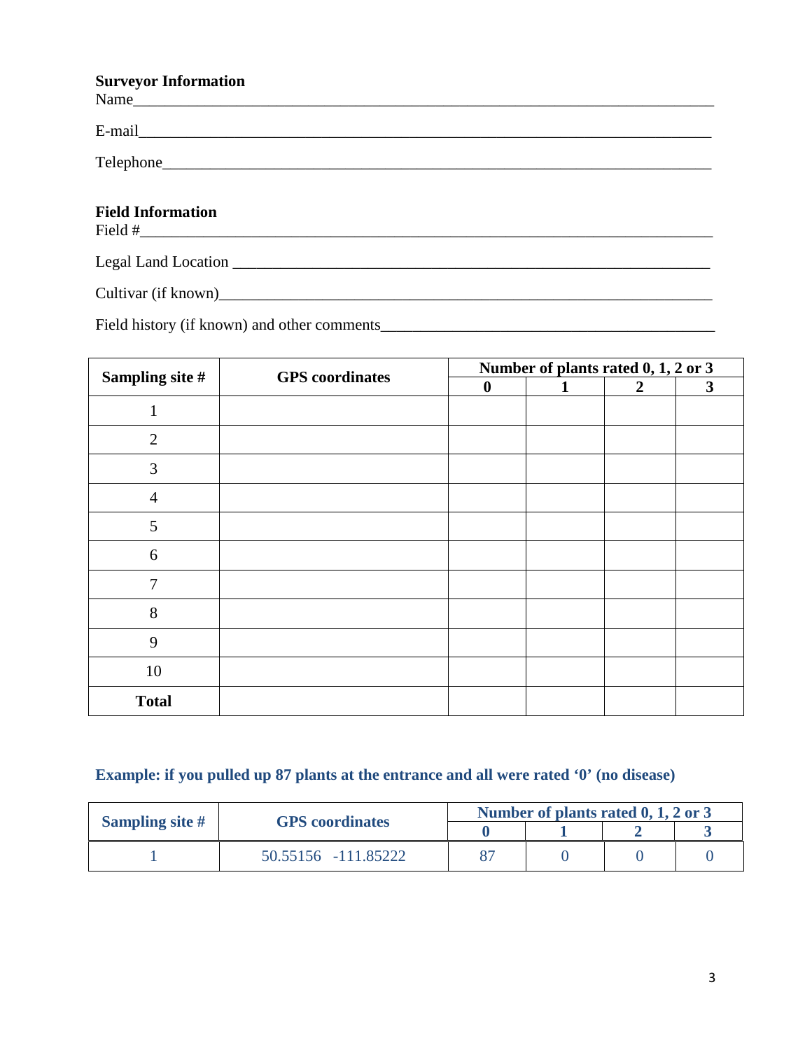**Surveyor Information**

Name\_\_\_\_\_\_\_\_\_\_\_\_\_\_\_\_\_\_\_\_\_\_\_\_\_\_\_\_\_\_\_\_\_\_\_\_\_\_\_\_\_\_\_\_\_\_\_\_\_\_\_\_\_\_\_\_\_\_\_\_\_\_\_\_\_\_\_\_\_\_\_\_\_\_

E-mail\_\_\_\_\_\_\_\_\_\_\_\_\_\_\_\_\_\_\_\_\_\_\_\_\_\_\_\_\_\_\_\_\_\_\_\_\_\_\_\_\_\_\_\_\_\_\_\_\_\_\_\_\_\_\_\_\_\_\_\_\_\_\_\_\_\_\_\_\_\_\_

Telephone\_\_\_\_\_\_\_\_\_\_\_\_\_\_\_\_\_\_\_\_\_\_\_\_\_\_\_\_\_\_\_\_\_\_\_\_\_\_\_\_\_\_\_\_\_\_\_\_\_\_\_\_\_\_\_\_\_\_\_\_\_\_\_\_\_\_\_\_

**Field Information**

Field #\_\_\_\_\_\_\_\_\_\_\_\_\_\_\_\_\_\_\_\_\_\_\_\_\_\_\_\_\_\_\_\_\_\_\_\_\_\_\_\_\_\_\_\_\_\_\_\_\_\_\_\_\_\_\_\_\_\_\_\_\_\_\_\_\_\_\_\_\_\_\_\_\_

Legal Land Location \_\_\_\_\_\_\_\_\_\_\_\_\_\_\_\_\_\_\_\_\_\_\_\_\_\_\_\_\_\_\_\_\_\_\_\_\_\_\_\_\_\_\_\_\_\_\_\_\_\_\_\_\_\_\_\_\_\_\_\_\_

Cultivar (if known)\_\_\_\_\_\_\_\_\_\_\_\_\_\_\_\_\_\_\_\_\_\_\_\_\_\_\_\_\_\_\_\_\_\_\_\_\_\_\_\_\_\_\_\_\_\_\_\_\_\_\_\_\_\_\_\_\_\_\_\_\_\_

Field history (if known) and other comments\_\_\_\_\_\_\_\_\_\_\_\_\_\_\_\_\_\_\_\_\_\_\_\_\_\_\_\_\_\_\_\_\_\_\_\_\_\_\_\_\_\_

| Sampling site # | GPS coordinates | Number of plants rated 0, 1, 2 or 3 | | | |
|---|---|---|---|---|---|
| | | **0** | **1** | **2** | **3** |
| 1 | | | | | |
| 2 | | | | | |
| 3 | | | | | |
| 4 | | | | | |
| 5 | | | | | |
| 6 | | | | | |
| 7 | | | | | |
| 8 | | | | | |
| 9 | | | | | |
| 10 | | | | | |
| **Total** | | | | | |

**Example: if you pulled up 87 plants at the entrance and all were rated '0' (no disease)**

| Sampling site # | GPS coordinates | Number of plants rated 0, 1, 2 or 3 | | | |
|---|---|---|---|---|---|
| | | **0** | **1** | **2** | **3** |
| 1 | 50.55156 -111.85222 | 87 | 0 | 0 | 0 |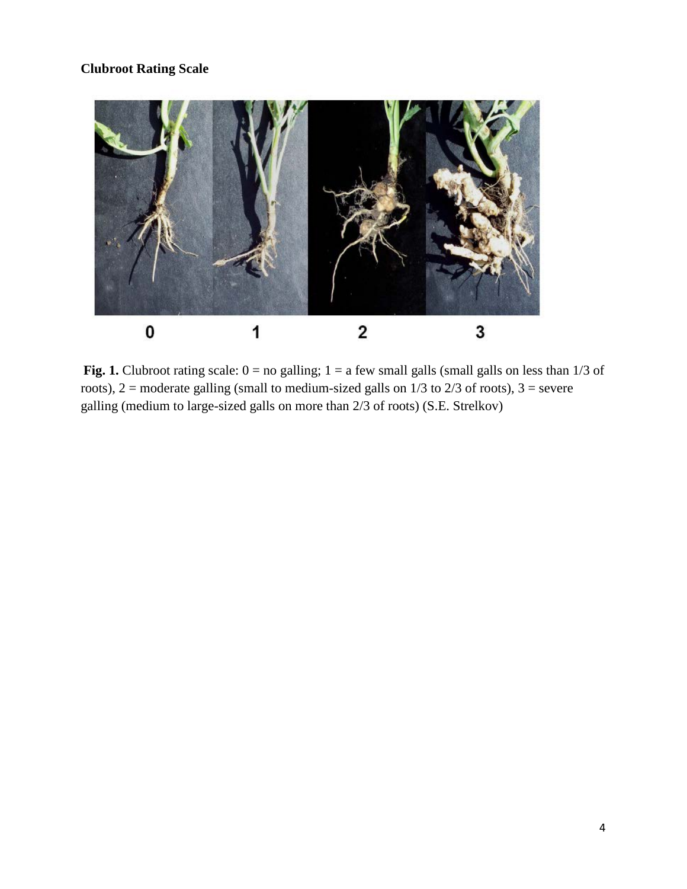**Clubroot Rating Scale**

0

1

2

3

**Fig. 1.** Clubroot rating scale: 0 = no galling; 1 = a few small galls (small galls on less than 1/3 of roots), 2 = moderate galling (small to medium-sized galls on 1/3 to 2/3 of roots), 3 = severe galling (medium to large-sized galls on more than 2/3 of roots) (S.E. Strelkov)